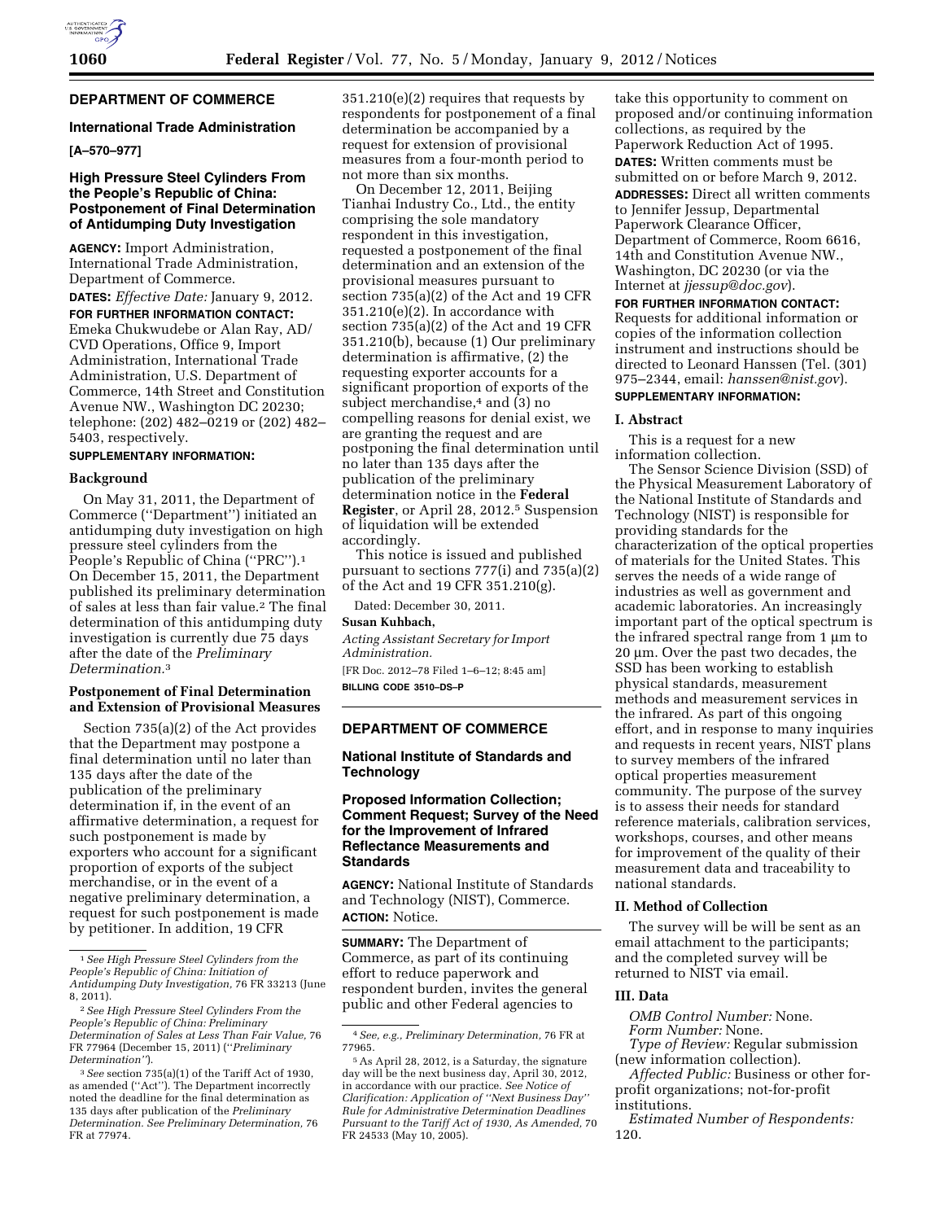## DEPARTMENT OF COMMERCE

### International Trade Administration

**[A–570–977]**

### High Pressure Steel Cylinders From the People's Republic of China: Postponement of Final Determination of Antidumping Duty Investigation

**AGENCY:** Import Administration, International Trade Administration, Department of Commerce.

**DATES:** *Effective Date:* January 9, 2012.

**FOR FURTHER INFORMATION CONTACT:** Emeka Chukwudebe or Alan Ray, AD/CVD Operations, Office 9, Import Administration, International Trade Administration, U.S. Department of Commerce, 14th Street and Constitution Avenue NW., Washington DC 20230; telephone: (202) 482–0219 or (202) 482–5403, respectively.

**SUPPLEMENTARY INFORMATION:**

#### Background

On May 31, 2011, the Department of Commerce (''Department'') initiated an antidumping duty investigation on high pressure steel cylinders from the People's Republic of China (''PRC'').[1] On December 15, 2011, the Department published its preliminary determination of sales at less than fair value.[2] The final determination of this antidumping duty investigation is currently due 75 days after the date of the *Preliminary Determination.*[3]

#### Postponement of Final Determination and Extension of Provisional Measures

Section 735(a)(2) of the Act provides that the Department may postpone a final determination until no later than 135 days after the date of the publication of the preliminary determination if, in the event of an affirmative determination, a request for such postponement is made by exporters who account for a significant proportion of exports of the subject merchandise, or in the event of a negative preliminary determination, a request for such postponement is made by petitioner. In addition, 19 CFR 351.210(e)(2) requires that requests by respondents for postponement of a final determination be accompanied by a request for extension of provisional measures from a four-month period to not more than six months.

On December 12, 2011, Beijing Tianhai Industry Co., Ltd., the entity comprising the sole mandatory respondent in this investigation, requested a postponement of the final determination and an extension of the provisional measures pursuant to section 735(a)(2) of the Act and 19 CFR 351.210(e)(2). In accordance with section 735(a)(2) of the Act and 19 CFR 351.210(b), because (1) Our preliminary determination is affirmative, (2) the requesting exporter accounts for a significant proportion of exports of the subject merchandise,[4] and (3) no compelling reasons for denial exist, we are granting the request and are postponing the final determination until no later than 135 days after the publication of the preliminary determination notice in the **Federal Register**, or April 28, 2012.[5] Suspension of liquidation will be extended accordingly.

This notice is issued and published pursuant to sections 777(i) and 735(a)(2) of the Act and 19 CFR 351.210(g).

Dated: December 30, 2011.

**Susan Kuhbach,**

*Acting Assistant Secretary for Import Administration.*

[FR Doc. 2012–78 Filed 1–6–12; 8:45 am]

**BILLING CODE 3510–DS–P**

[1] *See High Pressure Steel Cylinders from the People's Republic of China: Initiation of Antidumping Duty Investigation,* 76 FR 33213 (June 8, 2011).

[2] *See High Pressure Steel Cylinders From the People's Republic of China: Preliminary Determination of Sales at Less Than Fair Value,* 76 FR 77964 (December 15, 2011) (''*Preliminary Determination''*).

[3] *See* section 735(a)(1) of the Tariff Act of 1930, as amended (''Act''). The Department incorrectly noted the deadline for the final determination as 135 days after publication of the *Preliminary Determination. See Preliminary Determination,* 76 FR at 77974.

[4] *See, e.g., Preliminary Determination,* 76 FR at 77965.

[5] As April 28, 2012, is a Saturday, the signature day will be the next business day, April 30, 2012, in accordance with our practice. *See Notice of Clarification: Application of ''Next Business Day'' Rule for Administrative Determination Deadlines Pursuant to the Tariff Act of 1930, As Amended,* 70 FR 24533 (May 10, 2005).

## DEPARTMENT OF COMMERCE

### National Institute of Standards and Technology

### Proposed Information Collection; Comment Request; Survey of the Need for the Improvement of Infrared Reflectance Measurements and Standards

**AGENCY:** National Institute of Standards and Technology (NIST), Commerce.

**ACTION:** Notice.

**SUMMARY:** The Department of Commerce, as part of its continuing effort to reduce paperwork and respondent burden, invites the general public and other Federal agencies to take this opportunity to comment on proposed and/or continuing information collections, as required by the Paperwork Reduction Act of 1995.

**DATES:** Written comments must be submitted on or before March 9, 2012.

**ADDRESSES:** Direct all written comments to Jennifer Jessup, Departmental Paperwork Clearance Officer, Department of Commerce, Room 6616, 14th and Constitution Avenue NW., Washington, DC 20230 (or via the Internet at *jjessup@doc.gov*).

**FOR FURTHER INFORMATION CONTACT:** Requests for additional information or copies of the information collection instrument and instructions should be directed to Leonard Hanssen (Tel. (301) 975–2344, email: *hanssen@nist.gov*).

**SUPPLEMENTARY INFORMATION:**

#### I. Abstract

This is a request for a new information collection.

The Sensor Science Division (SSD) of the Physical Measurement Laboratory of the National Institute of Standards and Technology (NIST) is responsible for providing standards for the characterization of the optical properties of materials for the United States. This serves the needs of a wide range of industries as well as government and academic laboratories. An increasingly important part of the optical spectrum is the infrared spectral range from 1 µm to 20 µm. Over the past two decades, the SSD has been working to establish physical standards, measurement methods and measurement services in the infrared. As part of this ongoing effort, and in response to many inquiries and requests in recent years, NIST plans to survey members of the infrared optical properties measurement community. The purpose of the survey is to assess their needs for standard reference materials, calibration services, workshops, courses, and other means for improvement of the quality of their measurement data and traceability to national standards.

#### II. Method of Collection

The survey will be will be sent as an email attachment to the participants; and the completed survey will be returned to NIST via email.

#### III. Data

*OMB Control Number:* None.

*Form Number:* None.

*Type of Review:* Regular submission (new information collection).

*Affected Public:* Business or other for-profit organizations; not-for-profit institutions.

*Estimated Number of Respondents:* 120.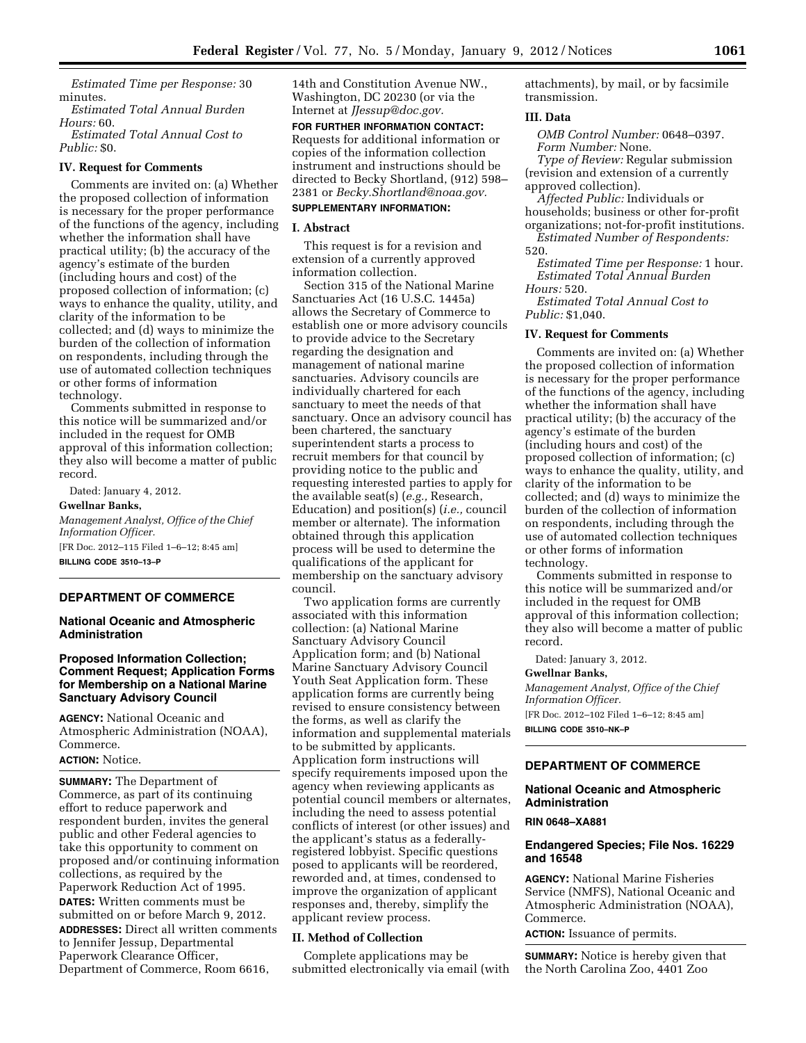*Estimated Time per Response:* 30 minutes.

*Estimated Total Annual Burden Hours:* 60.

*Estimated Total Annual Cost to Public:* $0.

**IV. Request for Comments**

Comments are invited on: (a) Whether the proposed collection of information is necessary for the proper performance of the functions of the agency, including whether the information shall have practical utility; (b) the accuracy of the agency's estimate of the burden (including hours and cost) of the proposed collection of information; (c) ways to enhance the quality, utility, and clarity of the information to be collected; and (d) ways to minimize the burden of the collection of information on respondents, including through the use of automated collection techniques or other forms of information technology.

Comments submitted in response to this notice will be summarized and/or included in the request for OMB approval of this information collection; they also will become a matter of public record.

Dated: January 4, 2012.

**Gwellnar Banks,**

*Management Analyst, Office of the Chief Information Officer.*

[FR Doc. 2012–115 Filed 1–6–12; 8:45 am]

**BILLING CODE 3510–13–P**

## DEPARTMENT OF COMMERCE

### National Oceanic and Atmospheric Administration

### Proposed Information Collection; Comment Request; Application Forms for Membership on a National Marine Sanctuary Advisory Council

**AGENCY:** National Oceanic and Atmospheric Administration (NOAA), Commerce.

**ACTION:** Notice.

**SUMMARY:** The Department of Commerce, as part of its continuing effort to reduce paperwork and respondent burden, invites the general public and other Federal agencies to take this opportunity to comment on proposed and/or continuing information collections, as required by the Paperwork Reduction Act of 1995.

**DATES:** Written comments must be submitted on or before March 9, 2012.

**ADDRESSES:** Direct all written comments to Jennifer Jessup, Departmental Paperwork Clearance Officer, Department of Commerce, Room 6616, 14th and Constitution Avenue NW., Washington, DC 20230 (or via the Internet at *JJessup@doc.gov.*

**FOR FURTHER INFORMATION CONTACT:** Requests for additional information or copies of the information collection instrument and instructions should be directed to Becky Shortland, (912) 598–2381 or *Becky.Shortland@noaa.gov.*

**SUPPLEMENTARY INFORMATION:**

**I. Abstract**

This request is for a revision and extension of a currently approved information collection.

Section 315 of the National Marine Sanctuaries Act (16 U.S.C. 1445a) allows the Secretary of Commerce to establish one or more advisory councils to provide advice to the Secretary regarding the designation and management of national marine sanctuaries. Advisory councils are individually chartered for each sanctuary to meet the needs of that sanctuary. Once an advisory council has been chartered, the sanctuary superintendent starts a process to recruit members for that council by providing notice to the public and requesting interested parties to apply for the available seat(s) (*e.g.,* Research, Education) and position(s) (*i.e.,* council member or alternate). The information obtained through this application process will be used to determine the qualifications of the applicant for membership on the sanctuary advisory council.

Two application forms are currently associated with this information collection: (a) National Marine Sanctuary Advisory Council Application form; and (b) National Marine Sanctuary Advisory Council Youth Seat Application form. These application forms are currently being revised to ensure consistency between the forms, as well as clarify the information and supplemental materials to be submitted by applicants. Application form instructions will specify requirements imposed upon the agency when reviewing applicants as potential council members or alternates, including the need to assess potential conflicts of interest (or other issues) and the applicant's status as a federally-registered lobbyist. Specific questions posed to applicants will be reordered, reworded and, at times, condensed to improve the organization of applicant responses and, thereby, simplify the applicant review process.

**II. Method of Collection**

Complete applications may be submitted electronically via email (with attachments), by mail, or by facsimile transmission.

**III. Data**

*OMB Control Number:* 0648–0397.

*Form Number:* None.

*Type of Review:* Regular submission (revision and extension of a currently approved collection).

*Affected Public:* Individuals or households; business or other for-profit organizations; not-for-profit institutions.

*Estimated Number of Respondents:* 520.

*Estimated Time per Response:* 1 hour.

*Estimated Total Annual Burden Hours:* 520.

*Estimated Total Annual Cost to Public:* $1,040.

**IV. Request for Comments**

Comments are invited on: (a) Whether the proposed collection of information is necessary for the proper performance of the functions of the agency, including whether the information shall have practical utility; (b) the accuracy of the agency's estimate of the burden (including hours and cost) of the proposed collection of information; (c) ways to enhance the quality, utility, and clarity of the information to be collected; and (d) ways to minimize the burden of the collection of information on respondents, including through the use of automated collection techniques or other forms of information technology.

Comments submitted in response to this notice will be summarized and/or included in the request for OMB approval of this information collection; they also will become a matter of public record.

Dated: January 3, 2012.

**Gwellnar Banks,**

*Management Analyst, Office of the Chief Information Officer.*

[FR Doc. 2012–102 Filed 1–6–12; 8:45 am]

**BILLING CODE 3510–NK–P**

## DEPARTMENT OF COMMERCE

### National Oceanic and Atmospheric Administration

**RIN 0648–XA881**

### Endangered Species; File Nos. 16229 and 16548

**AGENCY:** National Marine Fisheries Service (NMFS), National Oceanic and Atmospheric Administration (NOAA), Commerce.

**ACTION:** Issuance of permits.

**SUMMARY:** Notice is hereby given that the North Carolina Zoo, 4401 Zoo